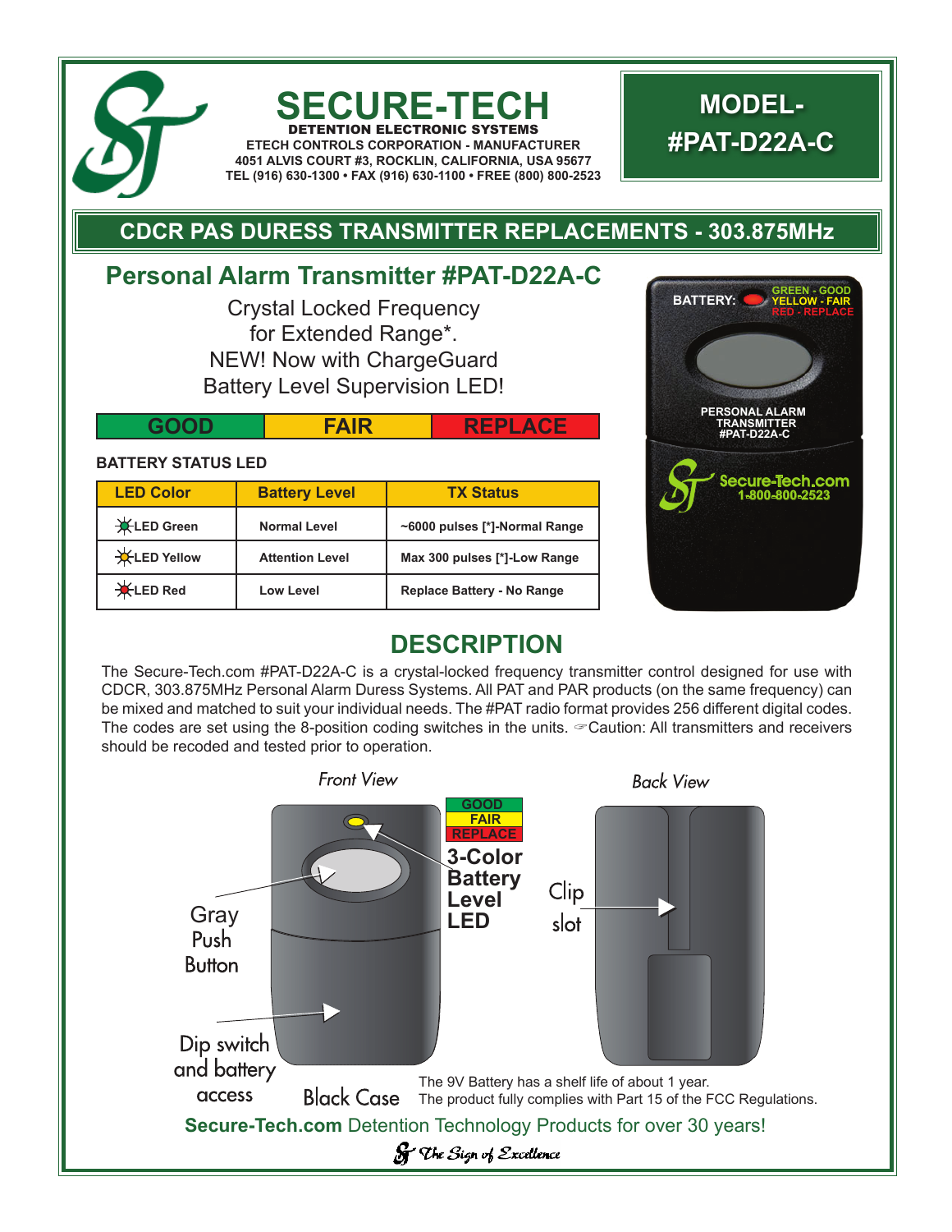# SECURE-TECH

**DETENTION ELECTRONIC SYSTEMS**
ETECH CONTROLS CORPORATION - MANUFACTURER
4051 ALVIS COURT #3, ROCKLIN, CALIFORNIA, USA 95677
TEL (916) 630-1300 • FAX (916) 630-1100 • FREE (800) 800-2523

**MODEL-
#PAT-D22A-C**

## CDCR PAS DURESS TRANSMITTER REPLACEMENTS - 303.875MHz

## Personal Alarm Transmitter #PAT-D22A-C

Crystal Locked Frequency
for Extended Range*.
NEW! Now with ChargeGuard
Battery Level Supervision LED!

| GOOD | FAIR | REPLACE |
|---|---|---|

**BATTERY STATUS LED**

| LED Color | Battery Level | TX Status |
|---|---|---|
| LED Green | Normal Level | ~6000 pulses [*]-Normal Range |
| LED Yellow | Attention Level | Max 300 pulses [*]-Low Range |
| LED Red | Low Level | Replace Battery - No Range |

BATTERY: GREEN - GOOD, YELLOW - FAIR, RED - REPLACE

PERSONAL ALARM TRANSMITTER #PAT-D22A-C

Secure-Tech.com 1-800-800-2523

## DESCRIPTION

The Secure-Tech.com #PAT-D22A-C is a crystal-locked frequency transmitter control designed for use with CDCR, 303.875MHz Personal Alarm Duress Systems. All PAT and PAR products (on the same frequency) can be mixed and matched to suit your individual needs. The #PAT radio format provides 256 different digital codes. The codes are set using the 8-position coding switches in the units. ☞Caution: All transmitters and receivers should be recoded and tested prior to operation.

*Front View* — Gray Push Button; Dip switch and battery access; Black Case; GOOD / FAIR / REPLACE 3-Color Battery Level LED

*Back View* — Clip slot

The 9V Battery has a shelf life of about 1 year.
The product fully complies with Part 15 of the FCC Regulations.

**Secure-Tech.com** Detention Technology Products for over 30 years!

*The Sign of Excellence*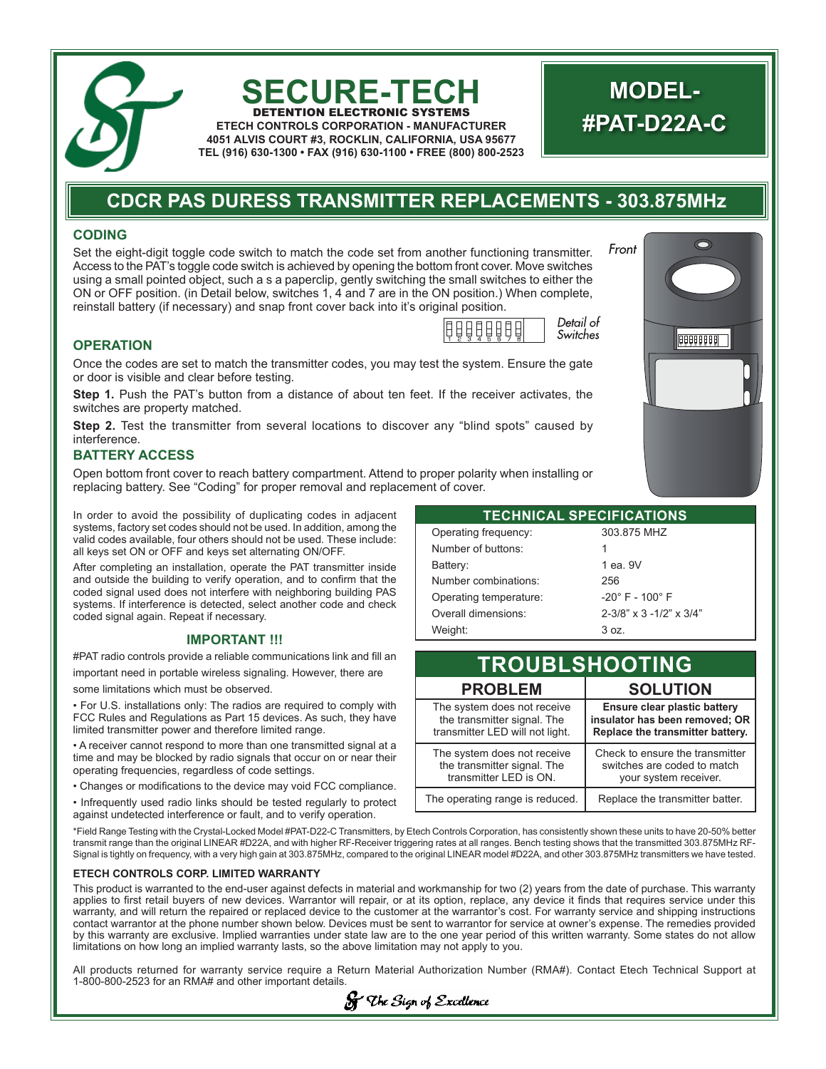# SECURE-TECH

DETENTION ELECTRONIC SYSTEMS

**ETECH CONTROLS CORPORATION - MANUFACTURER**
**4051 ALVIS COURT #3, ROCKLIN, CALIFORNIA, USA 95677**
**TEL (916) 630-1300 • FAX (916) 630-1100 • FREE (800) 800-2523**

**MODEL- #PAT-D22A-C**

## CDCR PAS DURESS TRANSMITTER REPLACEMENTS - 303.875MHz

### CODING

Set the eight-digit toggle code switch to match the code set from another functioning transmitter. Access to the PAT's toggle code switch is achieved by opening the bottom front cover. Move switches using a small pointed object, such a s a paperclip, gently switching the small switches to either the ON or OFF position. (in Detail below, switches 1, 4 and 7 are in the ON position.) When complete, reinstall battery (if necessary) and snap front cover back into it's original position.

1 2 3 4 5 6 7 8

*Detail of Switches*

*Front*

### OPERATION

Once the codes are set to match the transmitter codes, you may test the system. Ensure the gate or door is visible and clear before testing.

**Step 1.** Push the PAT's button from a distance of about ten feet. If the receiver activates, the switches are property matched.

**Step 2.** Test the transmitter from several locations to discover any "blind spots" caused by interference.

### BATTERY ACCESS

Open bottom front cover to reach battery compartment. Attend to proper polarity when installing or replacing battery. See "Coding" for proper removal and replacement of cover.

In order to avoid the possibility of duplicating codes in adjacent systems, factory set codes should not be used. In addition, among the valid codes available, four others should not be used. These include: all keys set ON or OFF and keys set alternating ON/OFF.

After completing an installation, operate the PAT transmitter inside and outside the building to verify operation, and to confirm that the coded signal used does not interfere with neighboring building PAS systems. If interference is detected, select another code and check coded signal again. Repeat if necessary.

### IMPORTANT !!!

#PAT radio controls provide a reliable communications link and fill an important need in portable wireless signaling. However, there are some limitations which must be observed.

- For U.S. installations only: The radios are required to comply with FCC Rules and Regulations as Part 15 devices. As such, they have limited transmitter power and therefore limited range.
- A receiver cannot respond to more than one transmitted signal at a time and may be blocked by radio signals that occur on or near their operating frequencies, regardless of code settings.
- Changes or modifications to the device may void FCC compliance.
- Infrequently used radio links should be tested regularly to protect against undetected interference or fault, and to verify operation.

### TECHNICAL SPECIFICATIONS

| | |
|---|---|
| Operating frequency: | 303.875 MHZ |
| Number of buttons: | 1 |
| Battery: | 1 ea. 9V |
| Number combinations: | 256 |
| Operating temperature: | -20° F - 100° F |
| Overall dimensions: | 2-3/8" x 3 -1/2" x 3/4" |
| Weight: | 3 oz. |

### TROUBLSHOOTING

| PROBLEM | SOLUTION |
|---|---|
| The system does not receive the transmitter signal. The transmitter LED will not light. | **Ensure clear plastic battery insulator has been removed; OR Replace the transmitter battery.** |
| The system does not receive the transmitter signal. The transmitter LED is ON. | Check to ensure the transmitter switches are coded to match your system receiver. |
| The operating range is reduced. | Replace the transmitter batter. |

*Field Range Testing with the Crystal-Locked Model #PAT-D22-C Transmitters, by Etech Controls Corporation, has consistently shown these units to have 20-50% better transmit range than the original LINEAR #D22A, and with higher RF-Receiver triggering rates at all ranges. Bench testing shows that the transmitted 303.875MHz RF-Signal is tightly on frequency, with a very high gain at 303.875MHz, compared to the original LINEAR model #D22A, and other 303.875MHz transmitters we have tested.

#### ETECH CONTROLS CORP. LIMITED WARRANTY

This product is warranted to the end-user against defects in material and workmanship for two (2) years from the date of purchase. This warranty applies to first retail buyers of new devices. Warrantor will repair, or at its option, replace, any device it finds that requires service under this warranty, and will return the repaired or replaced device to the customer at the warrantor's cost. For warranty service and shipping instructions contact warrantor at the phone number shown below. Devices must be sent to warrantor for service at owner's expense. The remedies provided by this warranty are exclusive. Implied warranties under state law are to the one year period of this written warranty. Some states do not allow limitations on how long an implied warranty lasts, so the above limitation may not apply to you.

All products returned for warranty service require a Return Material Authorization Number (RMA#). Contact Etech Technical Support at 1-800-800-2523 for an RMA# and other important details.

*The Sign of Excellence*